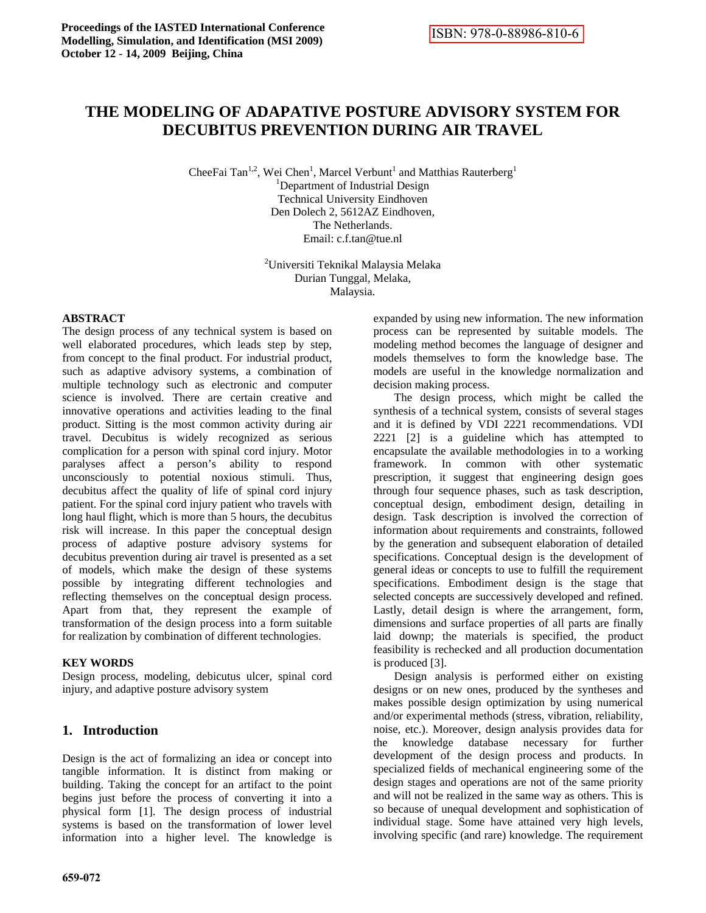Proceedings of the IASTED International Conference
Modelling, Simulation, and Identification (MSI 2009)
October 12 - 14, 2009 Beijing, China

ISBN: 978-0-88986-810-6

# THE MODELING OF ADAPATIVE POSTURE ADVISORY SYSTEM FOR DECUBITUS PREVENTION DURING AIR TRAVEL

CheeFai Tan[1,2], Wei Chen[1], Marcel Verbunt[1] and Matthias Rauterberg[1]

[1]Department of Industrial Design
Technical University Eindhoven
Den Dolech 2, 5612AZ Eindhoven,
The Netherlands.
Email: c.f.tan@tue.nl

[2]Universiti Teknikal Malaysia Melaka
Durian Tunggal, Melaka,
Malaysia.

### ABSTRACT

The design process of any technical system is based on well elaborated procedures, which leads step by step, from concept to the final product. For industrial product, such as adaptive advisory systems, a combination of multiple technology such as electronic and computer science is involved. There are certain creative and innovative operations and activities leading to the final product. Sitting is the most common activity during air travel. Decubitus is widely recognized as serious complication for a person with spinal cord injury. Motor paralyses affect a person's ability to respond unconsciously to potential noxious stimuli. Thus, decubitus affect the quality of life of spinal cord injury patient. For the spinal cord injury patient who travels with long haul flight, which is more than 5 hours, the decubitus risk will increase. In this paper the conceptual design process of adaptive posture advisory systems for decubitus prevention during air travel is presented as a set of models, which make the design of these systems possible by integrating different technologies and reflecting themselves on the conceptual design process. Apart from that, they represent the example of transformation of the design process into a form suitable for realization by combination of different technologies.

### KEY WORDS

Design process, modeling, debicutus ulcer, spinal cord injury, and adaptive posture advisory system

## 1. Introduction

Design is the act of formalizing an idea or concept into tangible information. It is distinct from making or building. Taking the concept for an artifact to the point begins just before the process of converting it into a physical form [1]. The design process of industrial systems is based on the transformation of lower level information into a higher level. The knowledge is expanded by using new information. The new information process can be represented by suitable models. The modeling method becomes the language of designer and models themselves to form the knowledge base. The models are useful in the knowledge normalization and decision making process.

The design process, which might be called the synthesis of a technical system, consists of several stages and it is defined by VDI 2221 recommendations. VDI 2221 [2] is a guideline which has attempted to encapsulate the available methodologies in to a working framework. In common with other systematic prescription, it suggest that engineering design goes through four sequence phases, such as task description, conceptual design, embodiment design, detailing in design. Task description is involved the correction of information about requirements and constraints, followed by the generation and subsequent elaboration of detailed specifications. Conceptual design is the development of general ideas or concepts to use to fulfill the requirement specifications. Embodiment design is the stage that selected concepts are successively developed and refined. Lastly, detail design is where the arrangement, form, dimensions and surface properties of all parts are finally laid downp; the materials is specified, the product feasibility is rechecked and all production documentation is produced [3].

Design analysis is performed either on existing designs or on new ones, produced by the syntheses and makes possible design optimization by using numerical and/or experimental methods (stress, vibration, reliability, noise, etc.). Moreover, design analysis provides data for the knowledge database necessary for further development of the design process and products. In specialized fields of mechanical engineering some of the design stages and operations are not of the same priority and will not be realized in the same way as others. This is so because of unequal development and sophistication of individual stage. Some have attained very high levels, involving specific (and rare) knowledge. The requirement

659-072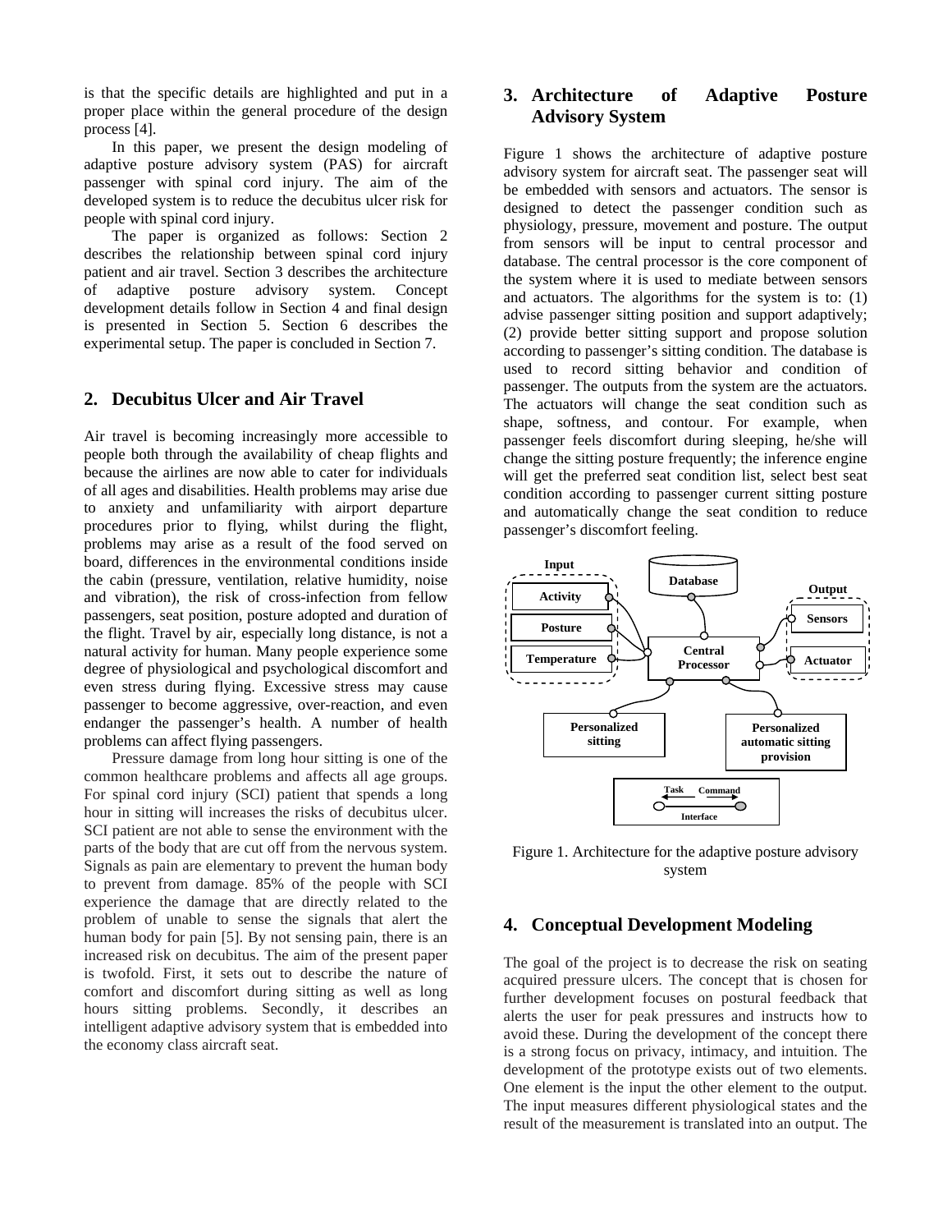is that the specific details are highlighted and put in a proper place within the general procedure of the design process [4].

In this paper, we present the design modeling of adaptive posture advisory system (PAS) for aircraft passenger with spinal cord injury. The aim of the developed system is to reduce the decubitus ulcer risk for people with spinal cord injury.

The paper is organized as follows: Section 2 describes the relationship between spinal cord injury patient and air travel. Section 3 describes the architecture of adaptive posture advisory system. Concept development details follow in Section 4 and final design is presented in Section 5. Section 6 describes the experimental setup. The paper is concluded in Section 7.

## 2. Decubitus Ulcer and Air Travel

Air travel is becoming increasingly more accessible to people both through the availability of cheap flights and because the airlines are now able to cater for individuals of all ages and disabilities. Health problems may arise due to anxiety and unfamiliarity with airport departure procedures prior to flying, whilst during the flight, problems may arise as a result of the food served on board, differences in the environmental conditions inside the cabin (pressure, ventilation, relative humidity, noise and vibration), the risk of cross-infection from fellow passengers, seat position, posture adopted and duration of the flight. Travel by air, especially long distance, is not a natural activity for human. Many people experience some degree of physiological and psychological discomfort and even stress during flying. Excessive stress may cause passenger to become aggressive, over-reaction, and even endanger the passenger's health. A number of health problems can affect flying passengers.

Pressure damage from long hour sitting is one of the common healthcare problems and affects all age groups. For spinal cord injury (SCI) patient that spends a long hour in sitting will increases the risks of decubitus ulcer. SCI patient are not able to sense the environment with the parts of the body that are cut off from the nervous system. Signals as pain are elementary to prevent the human body to prevent from damage. 85% of the people with SCI experience the damage that are directly related to the problem of unable to sense the signals that alert the human body for pain [5]. By not sensing pain, there is an increased risk on decubitus. The aim of the present paper is twofold. First, it sets out to describe the nature of comfort and discomfort during sitting as well as long hours sitting problems. Secondly, it describes an intelligent adaptive advisory system that is embedded into the economy class aircraft seat.

## 3. Architecture of Adaptive Posture Advisory System

Figure 1 shows the architecture of adaptive posture advisory system for aircraft seat. The passenger seat will be embedded with sensors and actuators. The sensor is designed to detect the passenger condition such as physiology, pressure, movement and posture. The output from sensors will be input to central processor and database. The central processor is the core component of the system where it is used to mediate between sensors and actuators. The algorithms for the system is to: (1) advise passenger sitting position and support adaptively; (2) provide better sitting support and propose solution according to passenger's sitting condition. The database is used to record sitting behavior and condition of passenger. The outputs from the system are the actuators. The actuators will change the seat condition such as shape, softness, and contour. For example, when passenger feels discomfort during sleeping, he/she will change the sitting posture frequently; the inference engine will get the preferred seat condition list, select best seat condition according to passenger current sitting posture and automatically change the seat condition to reduce passenger's discomfort feeling.

Input
Activity
Posture
Temperature
Database
Central Processor
Output
Sensors
Actuator
Personalized sitting
Personalized automatic sitting provision
Task
Command
Interface

Figure 1. Architecture for the adaptive posture advisory system

## 4. Conceptual Development Modeling

The goal of the project is to decrease the risk on seating acquired pressure ulcers. The concept that is chosen for further development focuses on postural feedback that alerts the user for peak pressures and instructs how to avoid these. During the development of the concept there is a strong focus on privacy, intimacy, and intuition. The development of the prototype exists out of two elements. One element is the input the other element to the output. The input measures different physiological states and the result of the measurement is translated into an output. The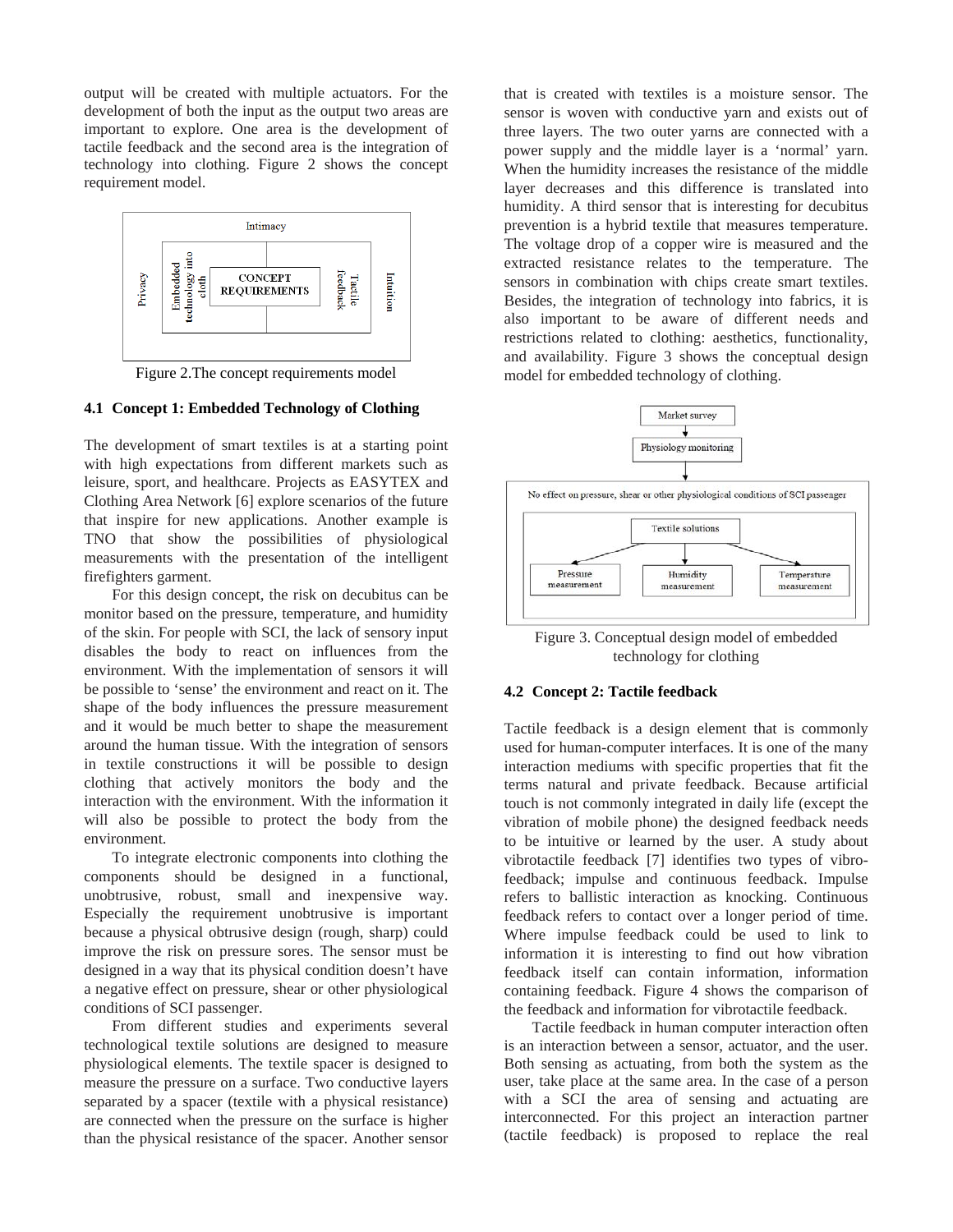output will be created with multiple actuators. For the development of both the input as the output two areas are important to explore. One area is the development of tactile feedback and the second area is the integration of technology into clothing. Figure 2 shows the concept requirement model.

Intimacy

Privacy

Embedded technology into cloth

CONCEPT REQUIREMENTS

Tactile feedback

Intuition

Figure 2.The concept requirements model

### 4.1 Concept 1: Embedded Technology of Clothing

The development of smart textiles is at a starting point with high expectations from different markets such as leisure, sport, and healthcare. Projects as EASYTEX and Clothing Area Network [6] explore scenarios of the future that inspire for new applications. Another example is TNO that show the possibilities of physiological measurements with the presentation of the intelligent firefighters garment.

For this design concept, the risk on decubitus can be monitor based on the pressure, temperature, and humidity of the skin. For people with SCI, the lack of sensory input disables the body to react on influences from the environment. With the implementation of sensors it will be possible to 'sense' the environment and react on it. The shape of the body influences the pressure measurement and it would be much better to shape the measurement around the human tissue. With the integration of sensors in textile constructions it will be possible to design clothing that actively monitors the body and the interaction with the environment. With the information it will also be possible to protect the body from the environment.

To integrate electronic components into clothing the components should be designed in a functional, unobtrusive, robust, small and inexpensive way. Especially the requirement unobtrusive is important because a physical obtrusive design (rough, sharp) could improve the risk on pressure sores. The sensor must be designed in a way that its physical condition doesn't have a negative effect on pressure, shear or other physiological conditions of SCI passenger.

From different studies and experiments several technological textile solutions are designed to measure physiological elements. The textile spacer is designed to measure the pressure on a surface. Two conductive layers separated by a spacer (textile with a physical resistance) are connected when the pressure on the surface is higher than the physical resistance of the spacer. Another sensor that is created with textiles is a moisture sensor. The sensor is woven with conductive yarn and exists out of three layers. The two outer yarns are connected with a power supply and the middle layer is a 'normal' yarn. When the humidity increases the resistance of the middle layer decreases and this difference is translated into humidity. A third sensor that is interesting for decubitus prevention is a hybrid textile that measures temperature. The voltage drop of a copper wire is measured and the extracted resistance relates to the temperature. The sensors in combination with chips create smart textiles. Besides, the integration of technology into fabrics, it is also important to be aware of different needs and restrictions related to clothing: aesthetics, functionality, and availability. Figure 3 shows the conceptual design model for embedded technology of clothing.

Market survey

Physiology monitoring

No effect on pressure, shear or other physiological conditions of SCI passenger

Textile solutions

Pressure measurement

Humidity measurement

Temperature measurement

Figure 3. Conceptual design model of embedded technology for clothing

### 4.2 Concept 2: Tactile feedback

Tactile feedback is a design element that is commonly used for human-computer interfaces. It is one of the many interaction mediums with specific properties that fit the terms natural and private feedback. Because artificial touch is not commonly integrated in daily life (except the vibration of mobile phone) the designed feedback needs to be intuitive or learned by the user. A study about vibrotactile feedback [7] identifies two types of vibro-feedback; impulse and continuous feedback. Impulse refers to ballistic interaction as knocking. Continuous feedback refers to contact over a longer period of time. Where impulse feedback could be used to link to information it is interesting to find out how vibration feedback itself can contain information, information containing feedback. Figure 4 shows the comparison of the feedback and information for vibrotactile feedback.

Tactile feedback in human computer interaction often is an interaction between a sensor, actuator, and the user. Both sensing as actuating, from both the system as the user, take place at the same area. In the case of a person with a SCI the area of sensing and actuating are interconnected. For this project an interaction partner (tactile feedback) is proposed to replace the real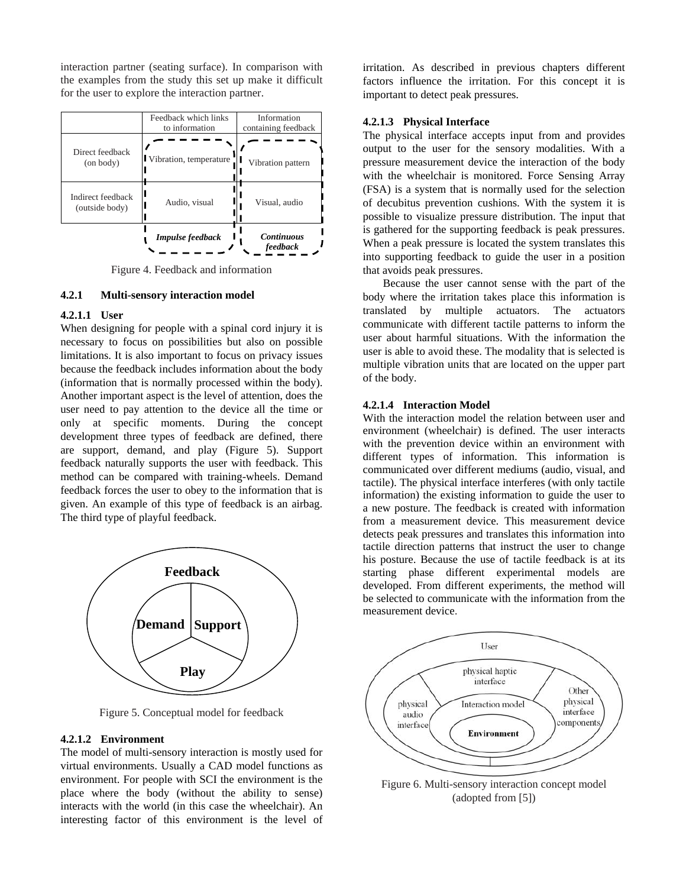interaction partner (seating surface). In comparison with the examples from the study this set up make it difficult for the user to explore the interaction partner.

| | Feedback which links to information | Information containing feedback |
|---|---|---|
| Direct feedback (on body) | Vibration, temperature | Vibration pattern |
| Indirect feedback (outside body) | Audio, visual | Visual, audio |
| | ***Impulse feedback*** | ***Continuous feedback*** |

Figure 4. Feedback and information

#### 4.2.1 Multi-sensory interaction model

##### 4.2.1.1 User

When designing for people with a spinal cord injury it is necessary to focus on possibilities but also on possible limitations. It is also important to focus on privacy issues because the feedback includes information about the body (information that is normally processed within the body). Another important aspect is the level of attention, does the user need to pay attention to the device all the time or only at specific moments. During the concept development three types of feedback are defined, there are support, demand, and play (Figure 5). Support feedback naturally supports the user with feedback. This method can be compared with training-wheels. Demand feedback forces the user to obey to the information that is given. An example of this type of feedback is an airbag. The third type of playful feedback.

Feedback

Demand

Support

Play

Figure 5. Conceptual model for feedback

##### 4.2.1.2 Environment

The model of multi-sensory interaction is mostly used for virtual environments. Usually a CAD model functions as environment. For people with SCI the environment is the place where the body (without the ability to sense) interacts with the world (in this case the wheelchair). An interesting factor of this environment is the level of irritation. As described in previous chapters different factors influence the irritation. For this concept it is important to detect peak pressures.

##### 4.2.1.3 Physical Interface

The physical interface accepts input from and provides output to the user for the sensory modalities. With a pressure measurement device the interaction of the body with the wheelchair is monitored. Force Sensing Array (FSA) is a system that is normally used for the selection of decubitus prevention cushions. With the system it is possible to visualize pressure distribution. The input that is gathered for the supporting feedback is peak pressures. When a peak pressure is located the system translates this into supporting feedback to guide the user in a position that avoids peak pressures.

Because the user cannot sense with the part of the body where the irritation takes place this information is translated by multiple actuators. The actuators communicate with different tactile patterns to inform the user about harmful situations. With the information the user is able to avoid these. The modality that is selected is multiple vibration units that are located on the upper part of the body.

##### 4.2.1.4 Interaction Model

With the interaction model the relation between user and environment (wheelchair) is defined. The user interacts with the prevention device within an environment with different types of information. This information is communicated over different mediums (audio, visual, and tactile). The physical interface interferes (with only tactile information) the existing information to guide the user to a new posture. The feedback is created with information from a measurement device. This measurement device detects peak pressures and translates this information into tactile direction patterns that instruct the user to change his posture. Because the use of tactile feedback is at its starting phase different experimental models are developed. From different experiments, the method will be selected to communicate with the information from the measurement device.

User

physical haptic interface

Other physical interface components

physical audio interface

Interaction model

Environment

Figure 6. Multi-sensory interaction concept model (adopted from [5])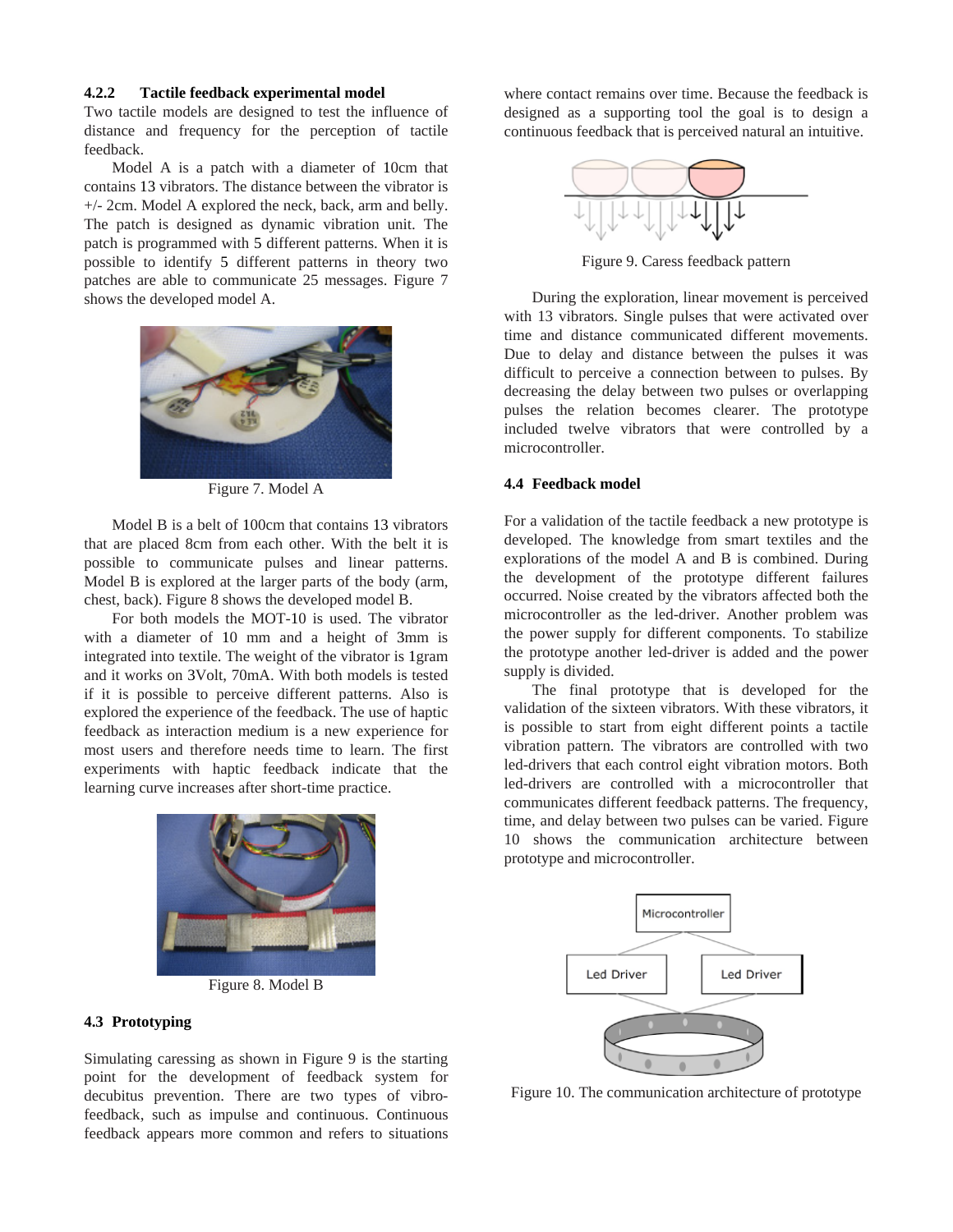#### 4.2.2 Tactile feedback experimental model

Two tactile models are designed to test the influence of distance and frequency for the perception of tactile feedback.

Model A is a patch with a diameter of 10cm that contains 13 vibrators. The distance between the vibrator is +/- 2cm. Model A explored the neck, back, arm and belly. The patch is designed as dynamic vibration unit. The patch is programmed with 5 different patterns. When it is possible to identify 5 different patterns in theory two patches are able to communicate 25 messages. Figure 7 shows the developed model A.

Figure 7. Model A

Model B is a belt of 100cm that contains 13 vibrators that are placed 8cm from each other. With the belt it is possible to communicate pulses and linear patterns. Model B is explored at the larger parts of the body (arm, chest, back). Figure 8 shows the developed model B.

For both models the MOT-10 is used. The vibrator with a diameter of 10 mm and a height of 3mm is integrated into textile. The weight of the vibrator is 1gram and it works on 3Volt, 70mA. With both models is tested if it is possible to perceive different patterns. Also is explored the experience of the feedback. The use of haptic feedback as interaction medium is a new experience for most users and therefore needs time to learn. The first experiments with haptic feedback indicate that the learning curve increases after short-time practice.

Figure 8. Model B

### 4.3 Prototyping

Simulating caressing as shown in Figure 9 is the starting point for the development of feedback system for decubitus prevention. There are two types of vibro-feedback, such as impulse and continuous. Continuous feedback appears more common and refers to situations where contact remains over time. Because the feedback is designed as a supporting tool the goal is to design a continuous feedback that is perceived natural an intuitive.

Figure 9. Caress feedback pattern

During the exploration, linear movement is perceived with 13 vibrators. Single pulses that were activated over time and distance communicated different movements. Due to delay and distance between the pulses it was difficult to perceive a connection between to pulses. By decreasing the delay between two pulses or overlapping pulses the relation becomes clearer. The prototype included twelve vibrators that were controlled by a microcontroller.

### 4.4 Feedback model

For a validation of the tactile feedback a new prototype is developed. The knowledge from smart textiles and the explorations of the model A and B is combined. During the development of the prototype different failures occurred. Noise created by the vibrators affected both the microcontroller as the led-driver. Another problem was the power supply for different components. To stabilize the prototype another led-driver is added and the power supply is divided.

The final prototype that is developed for the validation of the sixteen vibrators. With these vibrators, it is possible to start from eight different points a tactile vibration pattern. The vibrators are controlled with two led-drivers that each control eight vibration motors. Both led-drivers are controlled with a microcontroller that communicates different feedback patterns. The frequency, time, and delay between two pulses can be varied. Figure 10 shows the communication architecture between prototype and microcontroller.

Microcontroller

Led Driver

Led Driver

Figure 10. The communication architecture of prototype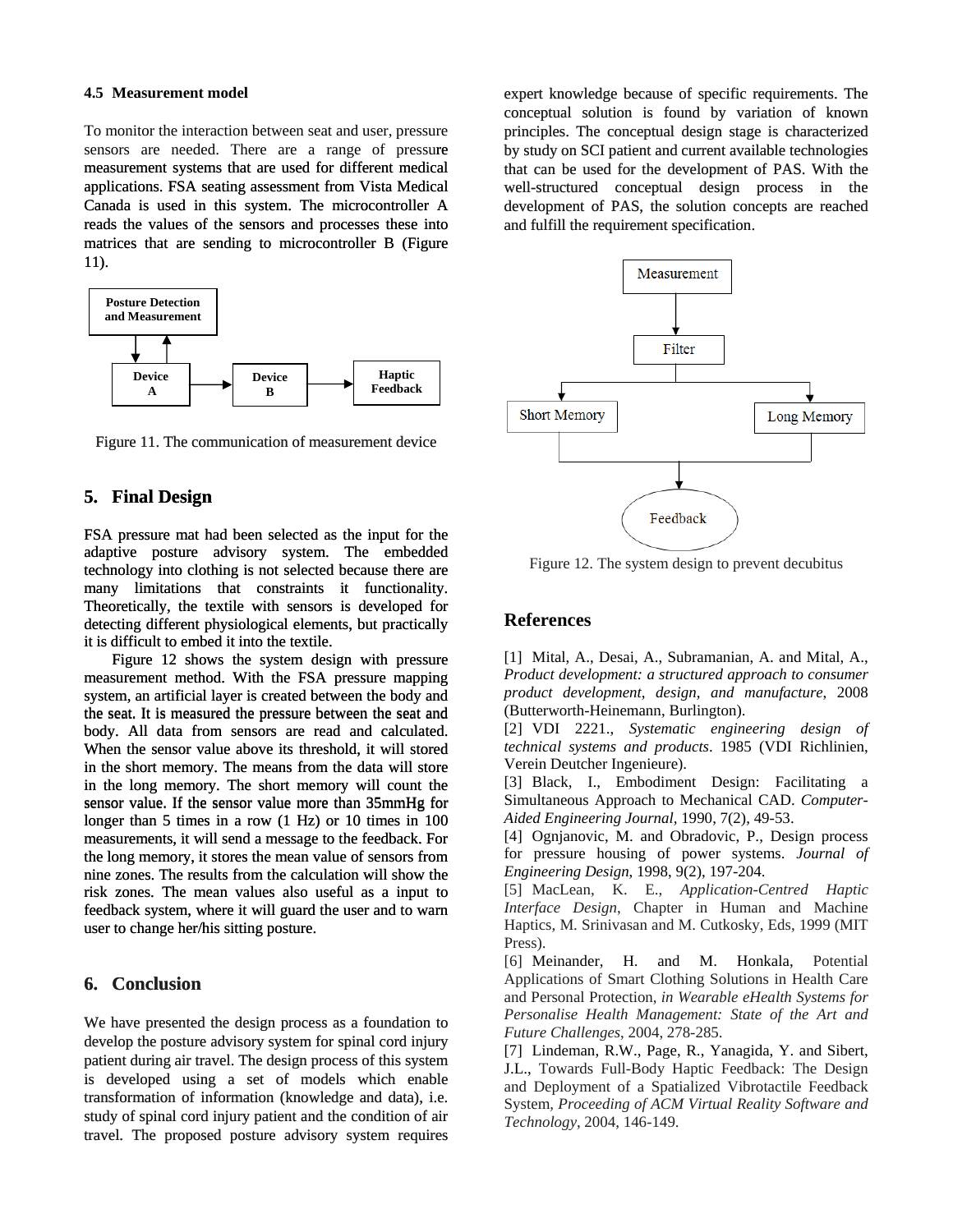### 4.5 Measurement model

To monitor the interaction between seat and user, pressure sensors are needed. There are a range of pressure measurement systems that are used for different medical applications. FSA seating assessment from Vista Medical Canada is used in this system. The microcontroller A reads the values of the sensors and processes these into matrices that are sending to microcontroller B (Figure 11).

Posture Detection and Measurement

Device A

Device B

Haptic Feedback

Figure 11. The communication of measurement device

## 5. Final Design

FSA pressure mat had been selected as the input for the adaptive posture advisory system. The embedded technology into clothing is not selected because there are many limitations that constraints it functionality. Theoretically, the textile with sensors is developed for detecting different physiological elements, but practically it is difficult to embed it into the textile.

Figure 12 shows the system design with pressure measurement method. With the FSA pressure mapping system, an artificial layer is created between the body and the seat. It is measured the pressure between the seat and body. All data from sensors are read and calculated. When the sensor value above its threshold, it will stored in the short memory. The means from the data will store in the long memory. The short memory will count the sensor value. If the sensor value more than 35mmHg for longer than 5 times in a row (1 Hz) or 10 times in 100 measurements, it will send a message to the feedback. For the long memory, it stores the mean value of sensors from nine zones. The results from the calculation will show the risk zones. The mean values also useful as a input to feedback system, where it will guard the user and to warn user to change her/his sitting posture.

## 6. Conclusion

We have presented the design process as a foundation to develop the posture advisory system for spinal cord injury patient during air travel. The design process of this system is developed using a set of models which enable transformation of information (knowledge and data), i.e. study of spinal cord injury patient and the condition of air travel. The proposed posture advisory system requires expert knowledge because of specific requirements. The conceptual solution is found by variation of known principles. The conceptual design stage is characterized by study on SCI patient and current available technologies that can be used for the development of PAS. With the well-structured conceptual design process in the development of PAS, the solution concepts are reached and fulfill the requirement specification.

Measurement

Filter

Short Memory

Long Memory

Feedback

Figure 12. The system design to prevent decubitus

## References

[1] Mital, A., Desai, A., Subramanian, A. and Mital, A., *Product development: a structured approach to consumer product development, design, and manufacture*, 2008 (Butterworth-Heinemann, Burlington).

[2] VDI 2221., *Systematic engineering design of technical systems and products*. 1985 (VDI Richlinien, Verein Deutcher Ingenieure).

[3] Black, I., Embodiment Design: Facilitating a Simultaneous Approach to Mechanical CAD. *Computer-Aided Engineering Journal*, 1990, 7(2), 49-53.

[4] Ognjanovic, M. and Obradovic, P., Design process for pressure housing of power systems. *Journal of Engineering Design*, 1998, 9(2), 197-204.

[5] MacLean, K. E., *Application-Centred Haptic Interface Design*, Chapter in Human and Machine Haptics, M. Srinivasan and M. Cutkosky, Eds, 1999 (MIT Press).

[6] Meinander, H. and M. Honkala, Potential Applications of Smart Clothing Solutions in Health Care and Personal Protection, *in Wearable eHealth Systems for Personalise Health Management: State of the Art and Future Challenges*, 2004, 278-285.

[7] Lindeman, R.W., Page, R., Yanagida, Y. and Sibert, J.L., Towards Full-Body Haptic Feedback: The Design and Deployment of a Spatialized Vibrotactile Feedback System, *Proceeding of ACM Virtual Reality Software and Technology*, 2004, 146-149.